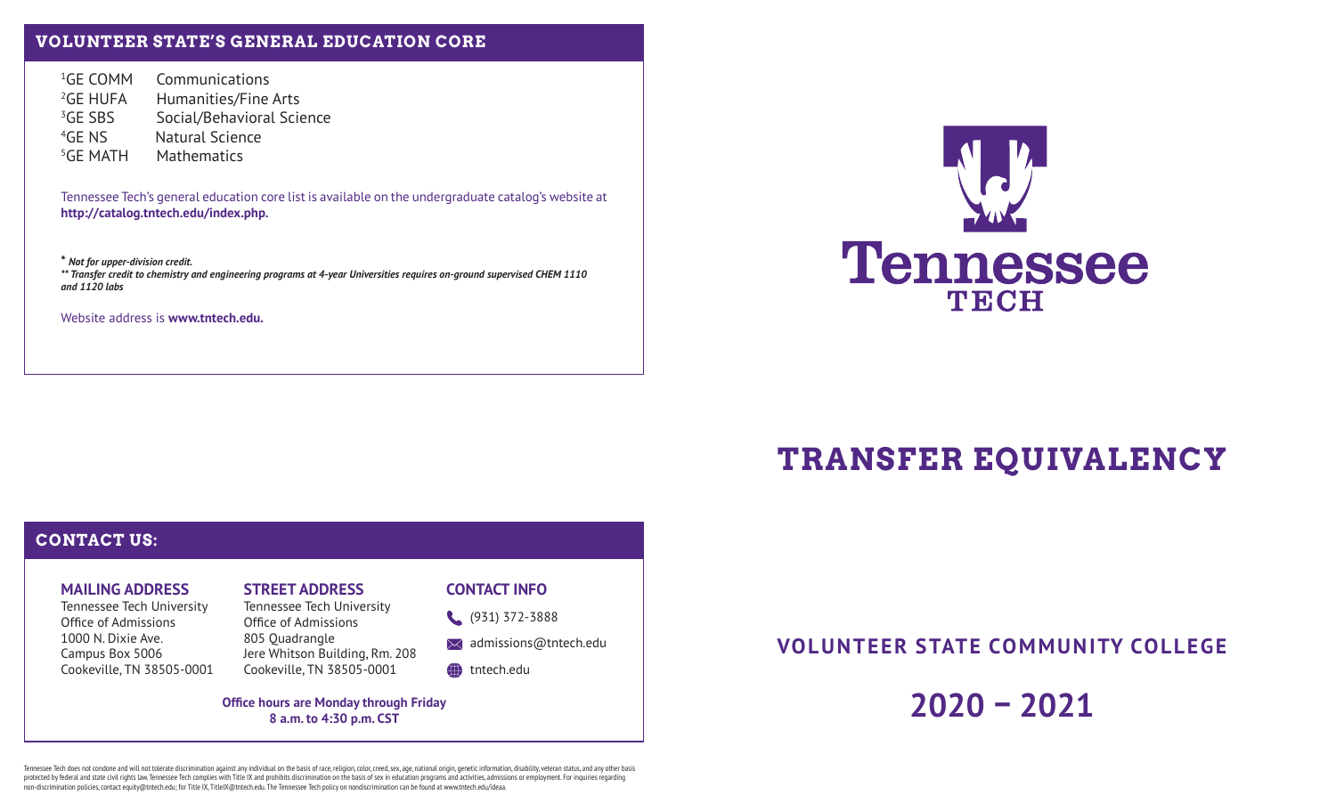## VOLUNTEER STATE'S GENERAL EDUCATION CORE

[1]GE COMM Communications
[2]GE HUFA Humanities/Fine Arts
[3]GE SBS Social/Behavioral Science
[4]GE NS Natural Science
[5]GE MATH Mathematics

Tennessee Tech's general education core list is available on the undergraduate catalog's website at **http://catalog.tntech.edu/index.php.**

*** Not for upper-division credit.**
***** Transfer credit to chemistry and engineering programs at 4-year Universities requires on-ground supervised CHEM 1110 and 1120 labs***

Website address is **www.tntech.edu.**

## CONTACT US:

### MAILING ADDRESS

Tennessee Tech University
Office of Admissions
1000 N. Dixie Ave.
Campus Box 5006
Cookeville, TN 38505-0001

### STREET ADDRESS

Tennessee Tech University
Office of Admissions
805 Quadrangle
Jere Whitson Building, Rm. 208
Cookeville, TN 38505-0001

### CONTACT INFO

(931) 372-3888
admissions@tntech.edu
tntech.edu

**Office hours are Monday through Friday**
**8 a.m. to 4:30 p.m. CST**

Tennessee Tech does not condone and will not tolerate discrimination against any individual on the basis of race, religion, color, creed, sex, age, national origin, genetic information, disability, veteran status, and any other basis protected by federal and state civil rights law. Tennessee Tech complies with Title IX and prohibits discrimination on the basis of sex in education programs and activities, admissions or employment. For inquiries regarding non-discrimination policies, contact equity@tntech.edu; for Title IX, TitleIX@tntech.edu. The Tennessee Tech policy on nondiscrimination can be found at www.tntech.edu/ideaa.

Tennessee TECH

# TRANSFER EQUIVALENCY

## VOLUNTEER STATE COMMUNITY COLLEGE

## 2020 – 2021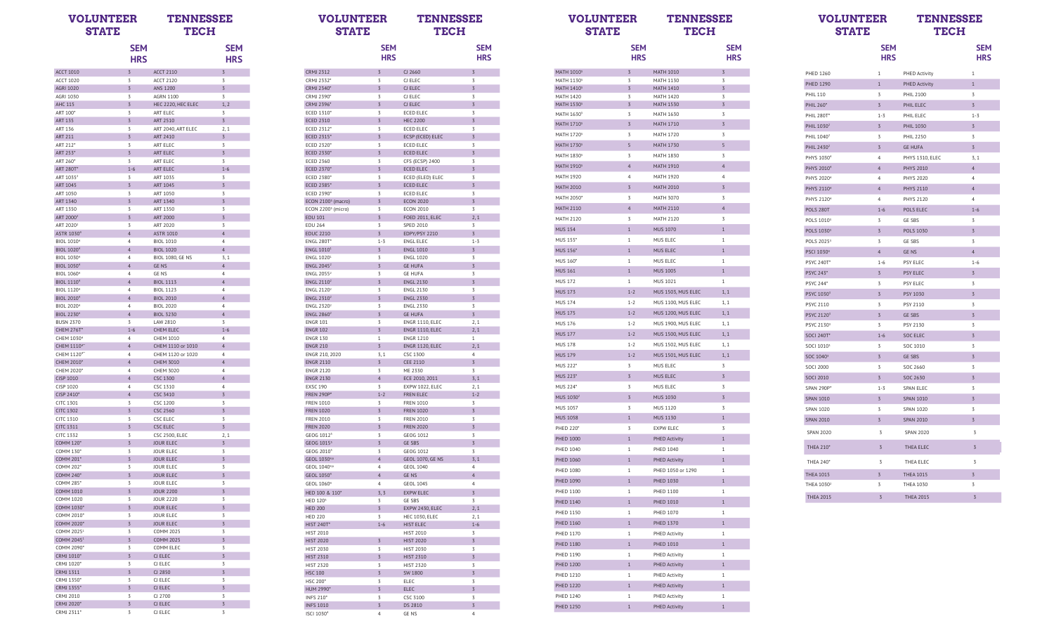| VOLUNTEER STATE | SEM HRS | TENNESSEE TECH | SEM HRS |
|---|---|---|---|
| ACCT 1010 | 3 | ACCT 2110 | 3 |
| ACCT 1020 | 3 | ACCT 2120 | 3 |
| AGRI 1020 | 3 | ANS 1200 | 3 |
| AGRI 1030 | 3 | AGRN 1100 | 3 |
| AHC 115 | 3 | HEC 2220, HEC ELEC | 1, 2 |
| ART 100* | 3 | ART ELEC | 3 |
| ART 135 | 3 | ART 2510 | 3 |
| ART 136 | 3 | ART 2040, ART ELEC | 2, 1 |
| ART 211 | 3 | ART 2410 | 3 |
| ART 212* | 3 | ART ELEC | 3 |
| ART 253* | 3 | ART ELEC | 3 |
| ART 260* | 3 | ART ELEC | 3 |
| ART 280T* | 1-6 | ART ELEC | 1-6 |
| ART 1035[3] | 3 | ART 1035 | 3 |
| ART 1045 | 3 | ART 1045 | 3 |
| ART 1050 | 3 | ART 1050 | 3 |
| ART 1340 | 3 | ART 1340 | 3 |
| ART 1350 | 3 | ART 1350 | 3 |
| ART 2000[3] | 3 | ART 2000 | 3 |
| ART 2020[3] | 3 | ART 2020 | 3 |
| ASTR 1030[4] | 4 | ASTR 1010 | 4 |
| BIOL 1010[4] | 4 | BIOL 1010 | 4 |
| BIOL 1020[4] | 4 | BIOL 1020 | 4 |
| BIOL 1030[4] | 4 | BIOL 1080, GE NS | 3, 1 |
| BIOL 1050[4] | 4 | GE NS | 4 |
| BIOL 1060[4] | 4 | GE NS | 4 |
| BIOL 1110[4] | 4 | BIOL 1113 | 4 |
| BIOL 1120[4] | 4 | BIOL 1123 | 4 |
| BIOL 2010[4] | 4 | BIOL 2010 | 4 |
| BIOL 2020[4] | 4 | BIOL 2020 | 4 |
| BIOL 2230* | 4 | BIOL 3230 | 4 |
| BUSN 2370 | 3 | LAW 2810 | 3 |
| CHEM 276T* | 1-6 | CHEM ELEC | 1-6 |
| CHEM 1030[4] | 4 | CHEM 1010 | 4 |
| CHEM 1110[4]* | 4 | CHEM 1110 or 1010 | 4 |
| CHEM 1120[4]* | 4 | CHEM 1120 or 1020 | 4 |
| CHEM 2010* | 4 | CHEM 3010 | 4 |
| CHEM 2020* | 4 | CHEM 3020 | 4 |
| CISP 1010 | 4 | CSC 1300 | 4 |
| CISP 1020 | 4 | CSC 1310 | 4 |
| CISP 2410* | 4 | CSC 3410 | 4 |
| CITC 1301 | 3 | CSC 1200 | 3 |
| CITC 1302 | 3 | CSC 2560 | 3 |
| CITC 1310 | 3 | CSC ELEC | 3 |
| CITC 1311 | 3 | CSC ELEC | 3 |
| CITC 1332 | 3 | CSC 2500, ELEC | 2, 1 |
| COMM 120* | 3 | JOUR ELEC | 3 |
| COMM 130* | 3 | JOUR ELEC | 3 |
| COMM 201* | 3 | JOUR ELEC | 3 |
| COMM 202* | 3 | JOUR ELEC | 3 |
| COMM 240* | 3 | JOUR ELEC | 3 |
| COMM 285* | 3 | JOUR ELEC | 3 |
| COMM 1010 | 3 | JOUR 2200 | 3 |
| COMM 1020 | 3 | JOUR 2220 | 3 |
| COMM 1030* | 3 | JOUR ELEC | 3 |
| COMM 2010* | 3 | JOUR ELEC | 3 |
| COMM 2020* | 3 | JOUR ELEC | 3 |
| COMM 2025[1] | 3 | COMM 2025 | 3 |
| COMM 2045[1] | 3 | COMM 2025 | 3 |
| COMM 2090* | 3 | COMM ELEC | 3 |
| CRMJ 1010* | 3 | CJ ELEC | 3 |
| CRMJ 1020* | 3 | CJ ELEC | 3 |
| CRMJ 1311 | 3 | CJ 2850 | 3 |
| CRMJ 1350* | 3 | CJ ELEC | 3 |
| CRMJ 1355* | 3 | CJ ELEC | 3 |
| CRMJ 2010 | 3 | CJ 2700 | 3 |
| CRMJ 2020* | 3 | CJ ELEC | 3 |
| CRMJ 2311* | 3 | CJ ELEC | 3 |
| CRMJ 2312 | 3 | CJ 2660 | 3 |
| CRMJ 2332* | 3 | CJ ELEC | 3 |
| CRMJ 2340* | 3 | CJ ELEC | 3 |
| CRMJ 2390* | 3 | CJ ELEC | 3 |
| CRMJ 2396* | 3 | CJ ELEC | 3 |
| ECED 1310* | 3 | ECED ELEC | 3 |
| ECED 2310 | 3 | HEC 2200 | 3 |
| ECED 2312* | 3 | ECED ELEC | 3 |
| ECED 2315* | 3 | ECSP (ECED) ELEC | 3 |
| ECED 2320* | 3 | ECED ELEC | 3 |
| ECED 2330* | 3 | ECED ELEC | 3 |
| ECED 2360 | 3 | CFS (ECSP) 2400 | 3 |
| ECED 2370* | 3 | ECED ELEC | 3 |
| ECED 2380* | 3 | ECED (ELED) ELEC | 3 |
| ECED 2385* | 3 | ECED ELEC | 3 |
| ECED 2390* | 3 | ECED ELEC | 3 |
| ECON 2100[3] (macro) | 3 | ECON 2020 | 3 |
| ECON 2200[3] (micro) | 3 | ECON 2010 | 3 |
| EDU 101 | 3 | FOED 2011, ELEC | 2, 1 |
| EDU 264 | 3 | SPED 2010 | 3 |
| EDUC 2210 | 3 | EDPY/PSY 2210 | 3 |
| ENGL 280T* | 1-3 | ENGL ELEC | 1-3 |
| ENGL 1010[1] | 3 | ENGL 1010 | 3 |
| ENGL 1020[1] | 3 | ENGL 1020 | 3 |
| ENGL 2045[2] | 3 | GE HUFA | 3 |
| ENGL 2055[2] | 3 | GE HUFA | 3 |
| ENGL 2110[2] | 3 | ENGL 2130 | 3 |
| ENGL 2120[2] | 3 | ENGL 2130 | 3 |
| ENGL 2310[2] | 3 | ENGL 2330 | 3 |
| ENGL 2320[2] | 3 | ENGL 2330 | 3 |
| ENGL 2860[2] | 3 | GE HUFA | 3 |
| ENGR 101 | 3 | ENGR 1110, ELEC | 2, 1 |
| ENGR 102 | 3 | ENGR 1110, ELEC | 2, 1 |
| ENGR 130 | 1 | ENGR 1210 | 1 |
| ENGR 210 | 3 | ENGR 1120, ELEC | 2, 1 |
| ENGR 210, 2020 | 3, 1 | CSC 1500 | 4 |
| ENGR 2110 | 3 | CEE 2110 | 3 |
| ENGR 2120 | 3 | ME 2330 | 3 |
| ENGR 2130 | 4 | ECE 2010, 2011 | 3, 1 |
| EXSC 190 | 3 | EXPW 1022, ELEC | 2, 1 |
| FREN 290P* | 1-2 | FREN ELEC | 1-2 |
| FREN 1010 | 3 | FREN 1010 | 3 |
| FREN 1020 | 3 | FREN 1020 | 3 |
| FREN 2010 | 3 | FREN 2010 | 3 |
| FREN 2020 | 3 | FREN 2020 | 3 |
| GEOG 1012[3] | 3 | GEOG 1012 | 3 |
| GEOG 1015[3] | 3 | GE SBS | 3 |
| GEOG 2010[3] | 3 | GEOG 1012 | 3 |
| GEOL 1030[4]* | 4 | GEOL 1070, GE NS | 3, 1 |
| GEOL 1040[4]* | 4 | GEOL 1040 | 4 |
| GEOL 1050[4] | 4 | GE NS | 4 |
| GEOL 1060[4] | 4 | GEOL 1045 | 4 |
| HED 100 & 110* | 3, 3 | EXPW ELEC | 3 |
| HED 120[3] | 3 | GE SBS | 3 |
| HED 200 | 3 | EXPW 2430, ELEC | 2, 1 |
| HED 220 | 3 | HEC 1030, ELEC | 2, 1 |
| HIST 240T* | 1-6 | HIST ELEC | 1-6 |
| HIST 2010 | 3 | HIST 2010 | 3 |
| HIST 2020 | 3 | HIST 2020 | 3 |
| HIST 2030 | 3 | HIST 2030 | 3 |
| HIST 2310 | 3 | HIST 2310 | 3 |
| HIST 2320 | 3 | HIST 2320 | 3 |
| HSC 100 | 3 | SW 1800 | 3 |
| HSC 200* | 3 | ELEC | 3 |
| HUM 2990* | 3 | ELEC | 3 |
| INFS 210* | 3 | CSC 3100 | 3 |
| INFS 1010 | 3 | DS 2810 | 3 |
| ISCI 1030[4] | 4 | GE NS | 4 |
| MATH 1010[5] | 3 | MATH 1010 | 3 |
| MATH 1130[5] | 3 | MATH 1130 | 3 |
| MATH 1410[5] | 3 | MATH 1410 | 3 |
| MATH 1420 | 3 | MATH 1420 | 3 |
| MATH 1530[5] | 3 | MATH 1530 | 3 |
| MATH 1630[5] | 3 | MATH 1630 | 3 |
| MATH 1710[5] | 3 | MATH 1710 | 3 |
| MATH 1720[5] | 3 | MATH 1720 | 3 |
| MATH 1730[5] | 5 | MATH 1730 | 5 |
| MATH 1830[5] | 3 | MATH 1830 | 3 |
| MATH 1910[5] | 4 | MATH 1910 | 4 |
| MATH 1920 | 4 | MATH 1920 | 4 |
| MATH 2010 | 3 | MATH 2010 | 3 |
| MATH 2050* | 3 | MATH 3070 | 3 |
| MATH 2110 | 4 | MATH 2110 | 4 |
| MATH 2120 | 3 | MATH 2120 | 3 |
| MUS 134 | 1 | MUS 1070 | 1 |
| MUS 155* | 1 | MUS ELEC | 1 |
| MUS 156* | 1 | MUS ELEC | 1 |
| MUS 160* | 1 | MUS ELEC | 1 |
| MUS 161 | 1 | MUS 1005 | 1 |
| MUS 172 | 1 | MUS 1021 | 1 |
| MUS 173 | 1-2 | MUS 1503, MUS ELEC | 1, 1 |
| MUS 174 | 1-2 | MUS 1100, MUS ELEC | 1, 1 |
| MUS 175 | 1-2 | MUS 1200, MUS ELEC | 1, 1 |
| MUS 176 | 1-2 | MUS 1900, MUS ELEC | 1, 1 |
| MUS 177 | 1-2 | MUS 1500, MUS ELEC | 1, 1 |
| MUS 178 | 1-2 | MUS 1502, MUS ELEC | 1, 1 |
| MUS 179 | 1-2 | MUS 1501, MUS ELEC | 1, 1 |
| MUS 222* | 3 | MUS ELEC | 3 |
| MUS 223* | 3 | MUS ELEC | 3 |
| MUS 224* | 3 | MUS ELEC | 3 |
| MUS 1030[2] | 3 | MUS 1030 | 3 |
| MUS 1057 | 3 | MUS 1120 | 3 |
| MUS 1058 | 1 | MUS 1130 | 1 |
| PHED 220* | 3 | EXPW ELEC | 3 |
| PHED 1000 | 1 | PHED Activity | 1 |
| PHED 1040 | 1 | PHED 1040 | 1 |
| PHED 1060 | 1 | PHED Activity | 1 |
| PHED 1080 | 1 | PHED 1050 or 1290 | 1 |
| PHED 1090 | 1 | PHED 1030 | 1 |
| PHED 1100 | 1 | PHED 1100 | 1 |
| PHED 1140 | 1 | PHED 1010 | 1 |
| PHED 1150 | 1 | PHED 1070 | 1 |
| PHED 1160 | 1 | PHED 1370 | 1 |
| PHED 1170 | 1 | PHED Activity | 1 |
| PHED 1180 | 1 | PHED 1010 | 1 |
| PHED 1190 | 1 | PHED Activity | 1 |
| PHED 1200 | 1 | PHED Activity | 1 |
| PHED 1210 | 1 | PHED Activity | 1 |
| PHED 1220 | 1 | PHED Activity | 1 |
| PHED 1240 | 1 | PHED Activity | 1 |
| PHED 1250 | 1 | PHED Activity | 1 |
| PHED 1260 | 1 | PHED Activity | 1 |
| PHED 1290 | 1 | PHED Activity | 1 |
| PHIL 110 | 3 | PHIL 2100 | 3 |
| PHIL 260* | 3 | PHIL ELEC | 3 |
| PHIL 280T* | 1-3 | PHIL ELEC | 1-3 |
| PHIL 1030[2] | 3 | PHIL 1030 | 3 |
| PHIL 1040[2] | 3 | PHIL 2250 | 3 |
| PHIL 2430[2] | 3 | GE HUFA | 3 |
| PHYS 1030[4] | 4 | PHYS 1310, ELEC | 3, 1 |
| PHYS 2010[4] | 4 | PHYS 2010 | 4 |
| PHYS 2020[4] | 4 | PHYS 2020 | 4 |
| PHYS 2110[4] | 4 | PHYS 2110 | 4 |
| PHYS 2120[4] | 4 | PHYS 2120 | 4 |
| POLS 280T | 1-6 | POLS ELEC | 1-6 |
| POLS 1010[3] | 3 | GE SBS | 3 |
| POLS 1030[3] | 3 | POLS 1030 | 3 |
| POLS 2025[3] | 3 | GE SBS | 3 |
| PSCI 1030[4] | 4 | GE NS | 4 |
| PSYC 240T* | 1-6 | PSY ELEC | 1-6 |
| PSYC 243* | 3 | PSY ELEC | 3 |
| PSYC 244* | 3 | PSY ELEC | 3 |
| PSYC 1030[3] | 3 | PSY 1030 | 3 |
| PSYC 2110 | 3 | PSY 2110 | 3 |
| PSYC 2120[3] | 3 | GE SBS | 3 |
| PSYC 2130[3] | 3 | PSY 2130 | 3 |
| SOCI 240T* | 1-6 | SOC ELEC | 3 |
| SOCI 1010[3] | 3 | SOC 1010 | 3 |
| SOC 1040[3] | 3 | GE SBS | 3 |
| SOCI 2000 | 3 | SOC 2660 | 3 |
| SOCI 2010 | 3 | SOC 2630 | 3 |
| SPAN 290P* | 1-3 | SPAN ELEC | 3 |
| SPAN 1010 | 3 | SPAN 1010 | 3 |
| SPAN 1020 | 3 | SPAN 1020 | 3 |
| SPAN 2010 | 3 | SPAN 2010 | 3 |
| SPAN 2020 | 3 | SPAN 2020 | 3 |
| THEA 210* | 3 | THEA ELEC | 3 |
| THEA 240* | 3 | THEA ELEC | 3 |
| THEA 1015 | 3 | THEA 1015 | 3 |
| THEA 1030[2] | 3 | THEA 1030 | 3 |
| THEA 2015 | 3 | THEA 2015 | 3 |